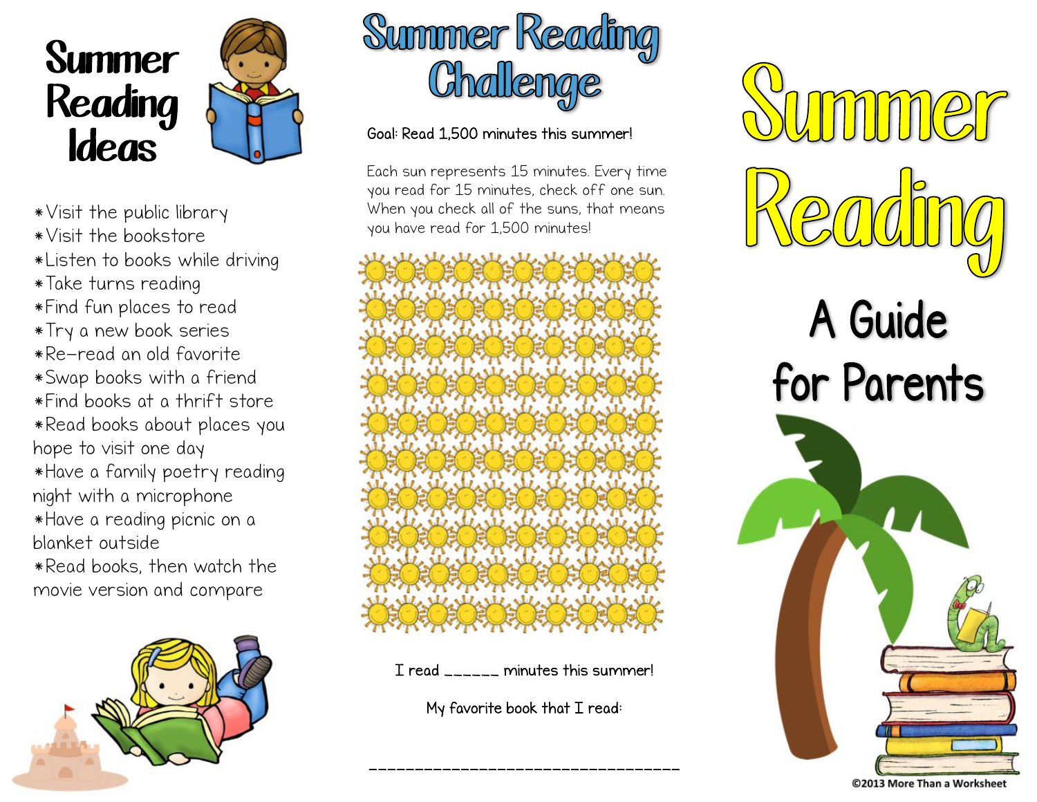# Summer Reading Ideas

- Visit the public library
- Visit the bookstore
- Listen to books while driving
- Take turns reading
- Find fun places to read
- Try a new book series
- Re-read an old favorite
- Swap books with a friend
- Find books at a thrift store
- Read books about places you hope to visit one day
- Have a family poetry reading night with a microphone
- Have a reading picnic on a blanket outside
- Read books, then watch the movie version and compare

# Summer Reading Challenge

Goal: Read 1,500 minutes this summer!

Each sun represents 15 minutes. Every time you read for 15 minutes, check off one sun. When you check all of the suns, that means you have read for 1,500 minutes!

I read ______ minutes this summer!

My favorite book that I read:

________________________________

# Summer Reading

## A Guide for Parents

©2013 More Than a Worksheet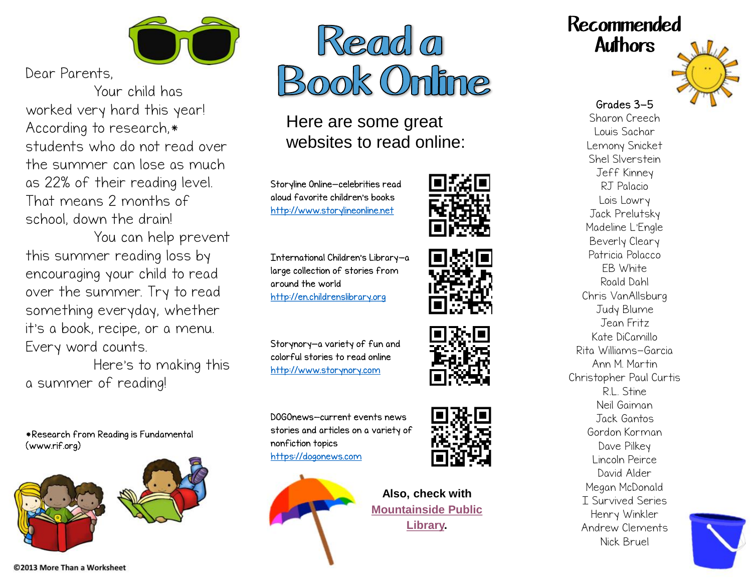Dear Parents,

Your child has worked very hard this year! According to research,* students who do not read over the summer can lose as much as 22% of their reading level. That means 2 months of school, down the drain!

You can help prevent this summer reading loss by encouraging your child to read over the summer. Try to read something everyday, whether it's a book, recipe, or a menu. Every word counts.

Here's to making this a summer of reading!

*Research from Reading is Fundamental (www.rif.org)

©2013 More Than a Worksheet

# Read a Book Online

Here are some great websites to read online:

Storyline Online—celebrities read aloud favorite children's books
http://www.storylineonline.net

International Children's Library—a large collection of stories from around the world
http://en.childrenslibrary.org

Storynory—a variety of fun and colorful stories to read online
http://www.storynory.com

DOGOnews—current events news stories and articles on a variety of nonfiction topics
https://dogonews.com

**Also, check with Mountainside Public Library.**

# Recommended Authors

Grades 3–5

Sharon Creech
Louis Sachar
Lemony Snicket
Shel Slverstein
Jeff Kinney
RJ Palacio
Lois Lowry
Jack Prelutsky
Madeline L'Engle
Beverly Cleary
Patricia Polacco
EB White
Roald Dahl
Chris VanAllsburg
Judy Blume
Jean Fritz
Kate DiCamillo
Rita Williams-Garcia
Ann M. Martin
Christopher Paul Curtis
R.L. Stine
Neil Gaiman
Jack Gantos
Gordon Korman
Dave Pilkey
Lincoln Peirce
David Alder
Megan McDonald
I Survived Series
Henry Winkler
Andrew Clements
Nick Bruel